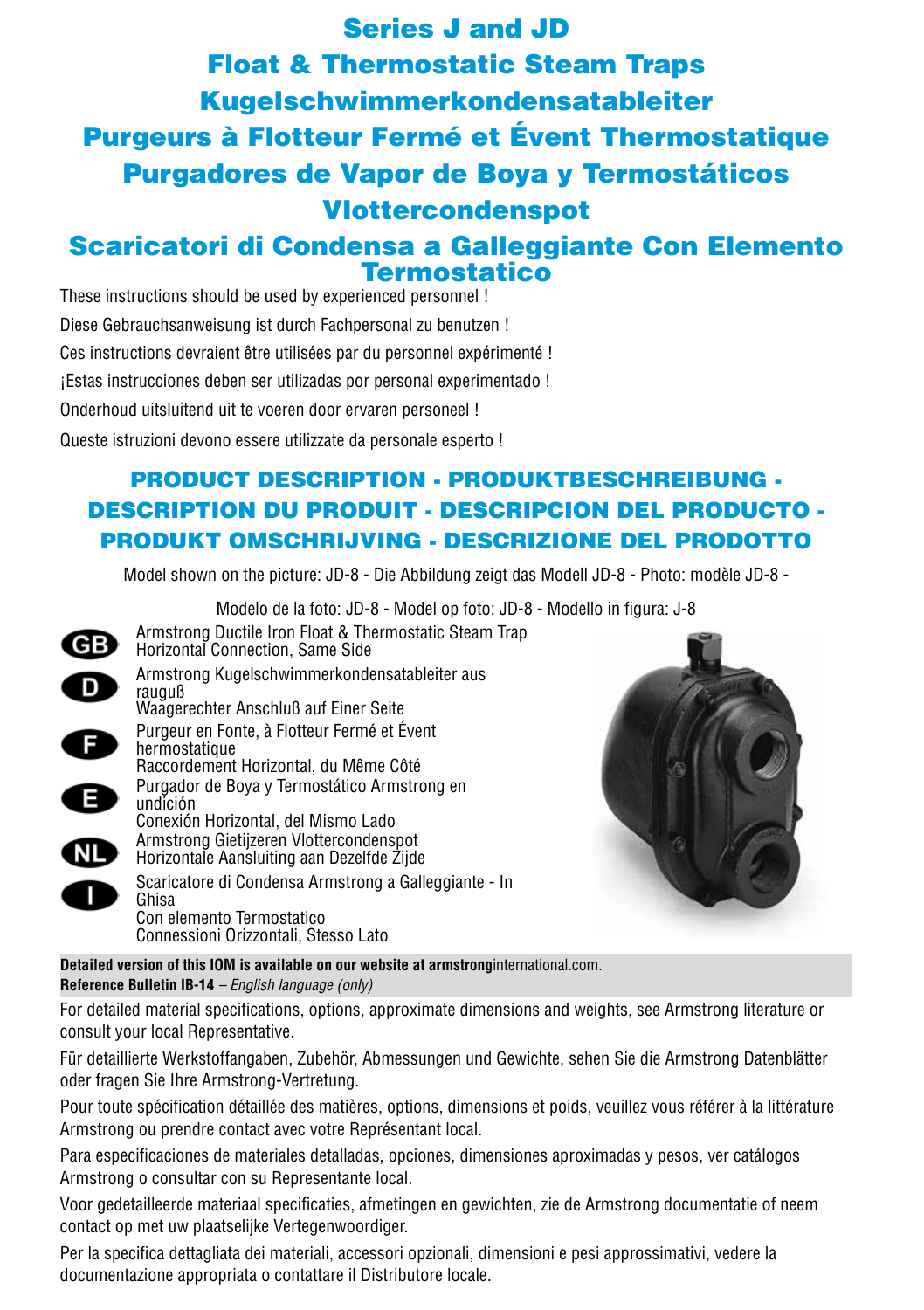# Series J and JD

# Float & Thermostatic Steam Traps

# Kugelschwimmerkondensatableiter

# Purgeurs à Flotteur Fermé et Évent Thermostatique

# Purgadores de Vapor de Boya y Termostáticos

# Vlottercondenspot

# Scaricatori di Condensa a Galleggiante Con Elemento Termostatico

These instructions should be used by experienced personnel !

Diese Gebrauchsanweisung ist durch Fachpersonal zu benutzen !

Ces instructions devraient être utilisées par du personnel expérimenté !

¡Estas instrucciones deben ser utilizadas por personal experimentado !

Onderhoud uitsluitend uit te voeren door ervaren personeel !

Queste istruzioni devono essere utilizzate da personale esperto !

## PRODUCT DESCRIPTION - PRODUKTBESCHREIBUNG - DESCRIPTION DU PRODUIT - DESCRIPCION DEL PRODUCTO - PRODUKT OMSCHRIJVING - DESCRIZIONE DEL PRODOTTO

Model shown on the picture: JD-8 - Die Abbildung zeigt das Modell JD-8 - Photo: modèle JD-8 - Modelo de la foto: JD-8 - Model op foto: JD-8 - Modello in figura: J-8

**GB** Armstrong Ductile Iron Float & Thermostatic Steam Trap
Horizontal Connection, Same Side

**D** Armstrong Kugelschwimmerkondensatableiter aus rauguß
Waagerechter Anschluß auf Einer Seite

**F** Purgeur en Fonte, à Flotteur Fermé et Évent hermostatique
Raccordement Horizontal, du Même Côté

**E** Purgador de Boya y Termostático Armstrong en undición
Conexión Horizontal, del Mismo Lado

**NL** Armstrong Gietijzeren Vlottercondenspot
Horizontale Aansluiting aan Dezelfde Zijde

**I** Scaricatore di Condensa Armstrong a Galleggiante - In Ghisa
Con elemento Termostatico
Connessioni Orizzontali, Stesso Lato

**Detailed version of this IOM is available on our website at armstrong**international.com.
**Reference Bulletin IB-14** – *English language (only)*

For detailed material specifications, options, approximate dimensions and weights, see Armstrong literature or consult your local Representative.

Für detaillierte Werkstoffangaben, Zubehör, Abmessungen und Gewichte, sehen Sie die Armstrong Datenblätter oder fragen Sie Ihre Armstrong-Vertretung.

Pour toute spécification détaillée des matières, options, dimensions et poids, veuillez vous référer à la littérature Armstrong ou prendre contact avec votre Représentant local.

Para especificaciones de materiales detalladas, opciones, dimensiones aproximadas y pesos, ver catálogos Armstrong o consultar con su Representante local.

Voor gedetailleerde materiaal specificaties, afmetingen en gewichten, zie de Armstrong documentatie of neem contact op met uw plaatselijke Vertegenwoordiger.

Per la specifica dettagliata dei materiali, accessori opzionali, dimensioni e pesi approssimativi, vedere la documentazione appropriata o contattare il Distributore locale.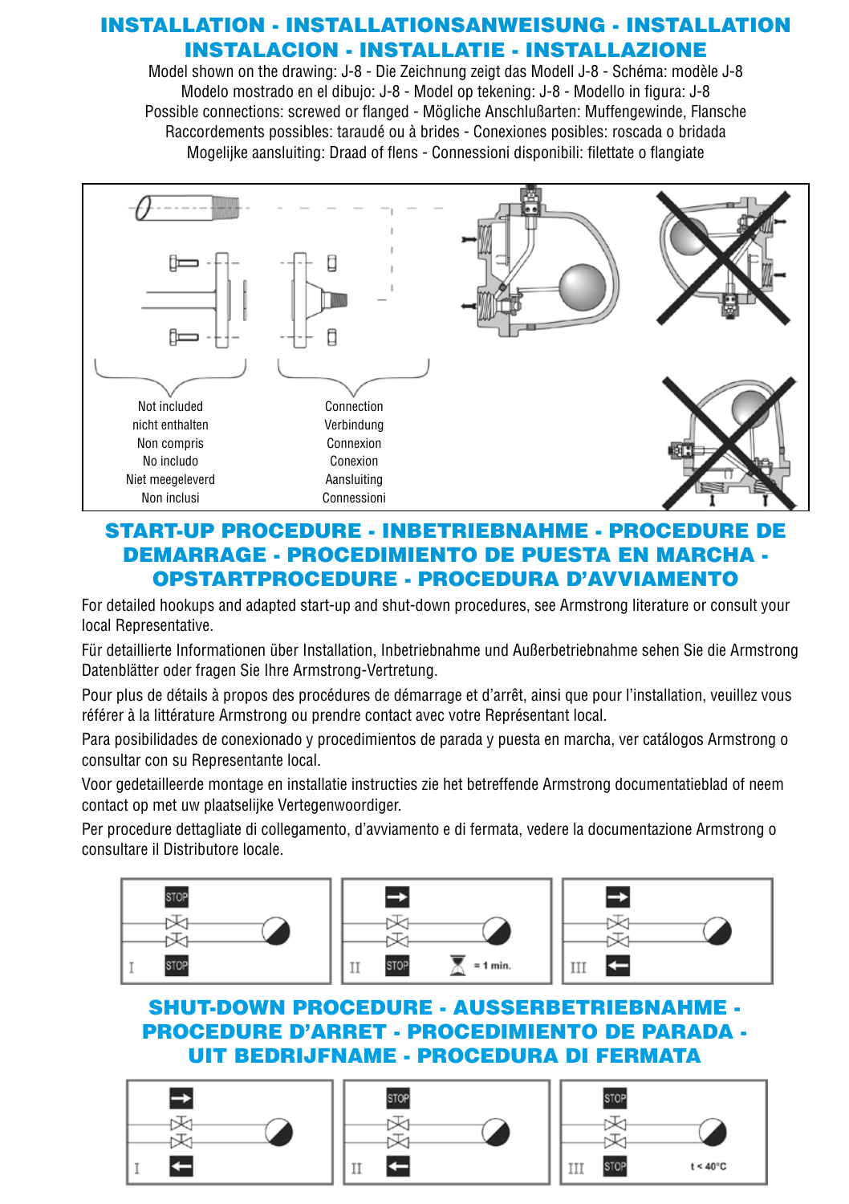# INSTALLATION - INSTALLATIONSANWEISUNG - INSTALLATION INSTALACION - INSTALLATIE - INSTALLAZIONE

Model shown on the drawing: J-8 - Die Zeichnung zeigt das Modell J-8 - Schéma: modèle J-8
Modelo mostrado en el dibujo: J-8 - Model op tekening: J-8 - Modello in figura: J-8
Possible connections: screwed or flanged - Mögliche Anschlußarten: Muffengewinde, Flansche
Raccordements possibles: taraudé ou à brides - Conexiones posibles: roscada o bridada
Mogelijke aansluiting: Draad of flens - Connessioni disponibili: filettate o flangiate

Not included
nicht enthalten
Non compris
No includo
Niet meegeleverd
Non inclusi

Connection
Verbindung
Connexion
Conexion
Aansluiting
Connessioni

# START-UP PROCEDURE - INBETRIEBNAHME - PROCEDURE DE DEMARRAGE - PROCEDIMIENTO DE PUESTA EN MARCHA - OPSTARTPROCEDURE - PROCEDURA D'AVVIAMENTO

For detailed hookups and adapted start-up and shut-down procedures, see Armstrong literature or consult your local Representative.

Für detaillierte Informationen über Installation, Inbetriebnahme und Außerbetriebnahme sehen Sie die Armstrong Datenblätter oder fragen Sie Ihre Armstrong-Vertretung.

Pour plus de détails à propos des procédures de démarrage et d'arrêt, ainsi que pour l'installation, veuillez vous référer à la littérature Armstrong ou prendre contact avec votre Représentant local.

Para posibilidades de conexionado y procedimientos de parada y puesta en marcha, ver catálogos Armstrong o consultar con su Representante local.

Voor gedetailleerde montage en installatie instructies zie het betreffende Armstrong documentatieblad of neem contact op met uw plaatselijke Vertegenwoordiger.

Per procedure dettagliate di collegamento, d'avviamento e di fermata, vedere la documentazione Armstrong o consultare il Distributore locale.

I STOP STOP

II STOP = 1 min.

III

# SHUT-DOWN PROCEDURE - AUSSERBETRIEBNAHME - PROCEDURE D'ARRET - PROCEDIMIENTO DE PARADA - UIT BEDRIJFNAME - PROCEDURA DI FERMATA

I

II STOP

III STOP STOP t < 40°C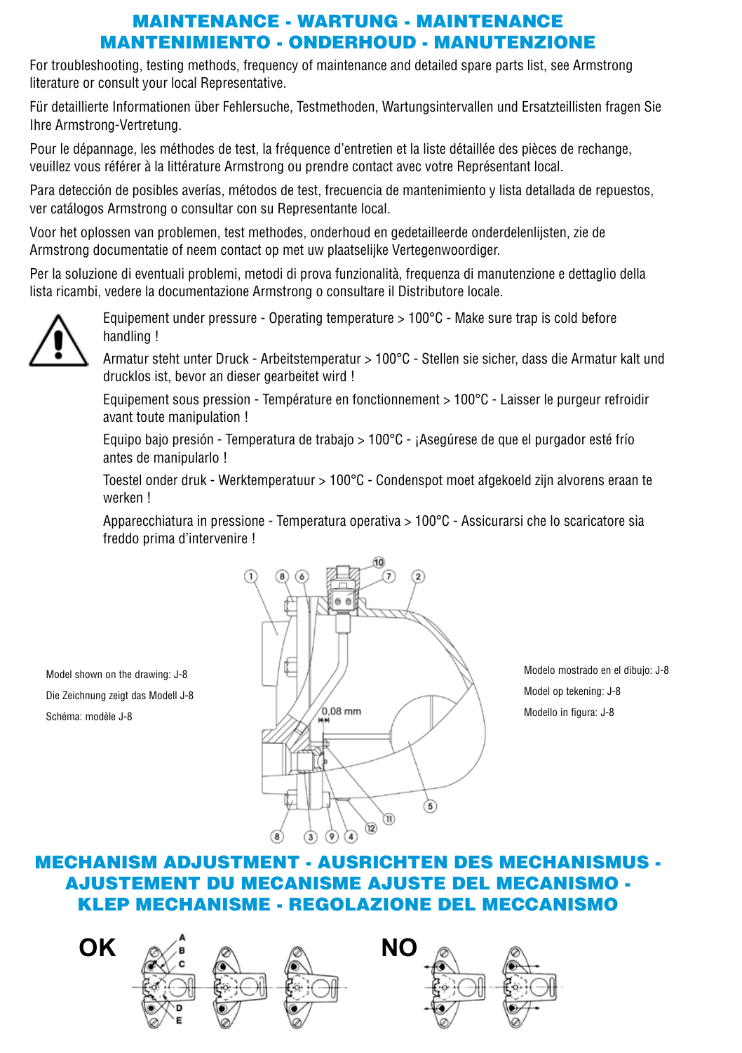# MAINTENANCE - WARTUNG - MAINTENANCE
# MANTENIMIENTO - ONDERHOUD - MANUTENZIONE

For troubleshooting, testing methods, frequency of maintenance and detailed spare parts list, see Armstrong literature or consult your local Representative.

Für detaillierte Informationen über Fehlersuche, Testmethoden, Wartungsintervallen und Ersatzteillisten fragen Sie Ihre Armstrong-Vertretung.

Pour le dépannage, les méthodes de test, la fréquence d'entretien et la liste détaillée des pièces de rechange, veuillez vous référer à la littérature Armstrong ou prendre contact avec votre Représentant local.

Para detección de posibles averías, métodos de test, frecuencia de mantenimiento y lista detallada de repuestos, ver catálogos Armstrong o consultar con su Representante local.

Voor het oplossen van problemen, test methodes, onderhoud en gedetailleerde onderdelenlijsten, zie de Armstrong documentatie of neem contact op met uw plaatselijke Vertegenwoordiger.

Per la soluzione di eventuali problemi, metodi di prova funzionalità, frequenza di manutenzione e dettaglio della lista ricambi, vedere la documentazione Armstrong o consultare il Distributore locale.

Equipement under pressure - Operating temperature > 100°C - Make sure trap is cold before handling !

Armatur steht unter Druck - Arbeitstemperatur > 100°C - Stellen sie sicher, dass die Armatur kalt und drucklos ist, bevor an dieser gearbeitet wird !

Equipement sous pression - Température en fonctionnement > 100°C - Laisser le purgeur refroidir avant toute manipulation !

Equipo bajo presión - Temperatura de trabajo > 100°C - ¡Asegúrese de que el purgador esté frío antes de manipularlo !

Toestel onder druk - Werktemperatuur > 100°C - Condenspot moet afgekoeld zijn alvorens eraan te werken !

Apparecchiatura in pressione - Temperatura operativa > 100°C - Assicurarsi che lo scaricatore sia freddo prima d'intervenire !

Model shown on the drawing: J-8

Die Zeichnung zeigt das Modell J-8

Schéma: modèle J-8

Modelo mostrado en el dibujo: J-8

Model op tekening: J-8

Modello in figura: J-8

# MECHANISM ADJUSTMENT - AUSRICHTEN DES MECHANISMUS - AJUSTEMENT DU MECANISME AJUSTE DEL MECANISMO - KLEP MECHANISME - REGOLAZIONE DEL MECCANISMO

OK

NO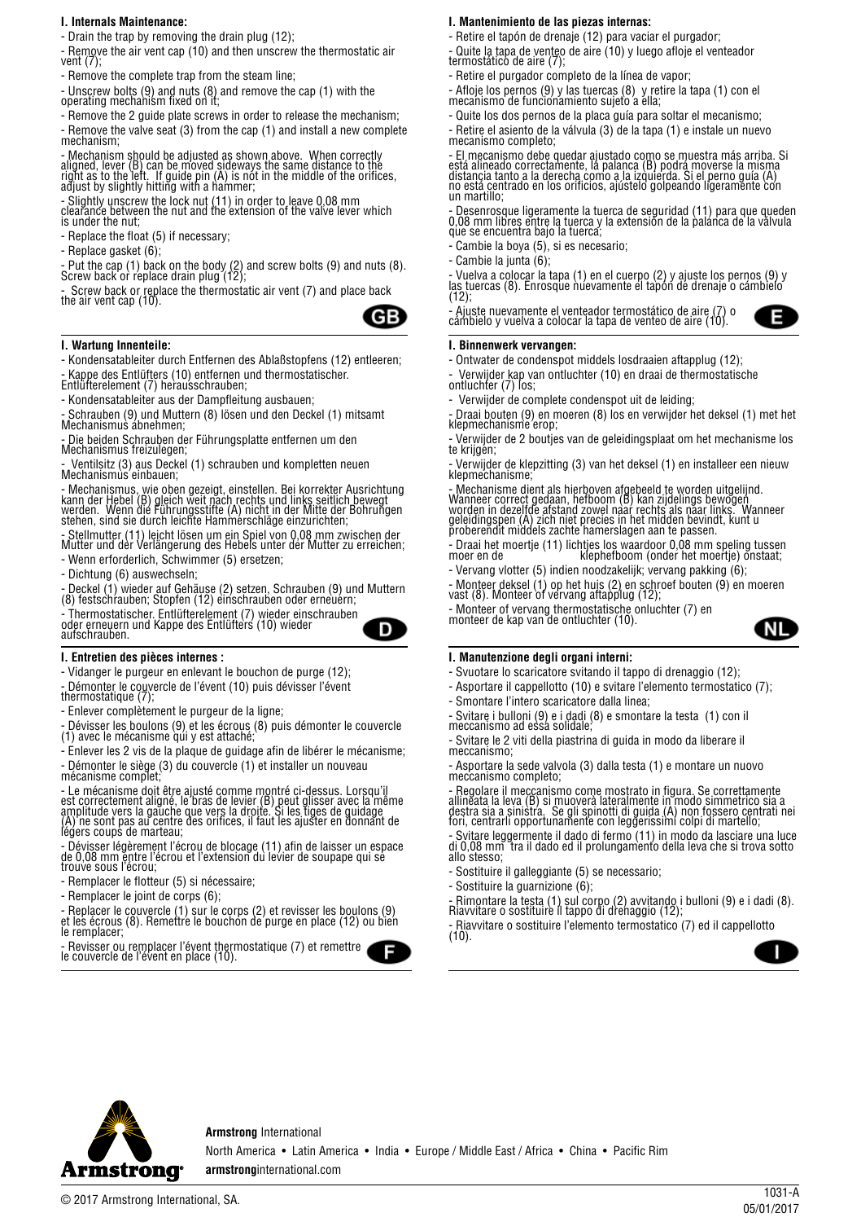## I. Internals Maintenance:

- Drain the trap by removing the drain plug (12);
- Remove the air vent cap (10) and then unscrew the thermostatic air vent (7);
- Remove the complete trap from the steam line;
- Unscrew bolts (9) and nuts (8) and remove the cap (1) with the operating mechanism fixed on it;
- Remove the 2 guide plate screws in order to release the mechanism;
- Remove the valve seat (3) from the cap (1) and install a new complete mechanism;
- Mechanism should be adjusted as shown above. When correctly aligned, lever (B) can be moved sideways the same distance to the right as to the left. If guide pin (A) is not in the middle of the orifices, adjust by slightly hitting with a hammer;
- Slightly unscrew the lock nut (11) in order to leave 0.08 mm clearance between the nut and the extension of the valve lever which is under the nut;
- Replace the float (5) if necessary;
- Replace gasket (6);
- Put the cap (1) back on the body (2) and screw bolts (9) and nuts (8). Screw back or replace drain plug (12);
- Screw back or replace the thermostatic air vent (7) and place back the air vent cap (10).

GB

## I. Wartung Innenteile:

- Kondensatableiter durch Entfernen des Ablaßstopfens (12) entleeren;
- Kappe des Entlüfters (10) entfernen und thermostatischer. Entlüfterelement (7) herausschrauben;
- Kondensatableiter aus der Dampfleitung ausbauen;
- Schrauben (9) und Muttern (8) lösen und den Deckel (1) mitsamt Mechanismus abnehmen;
- Die beiden Schrauben der Führungsplatte entfernen um den Mechanismus freizulegen;
- Ventilsitz (3) aus Deckel (1) schrauben und kompletten neuen Mechanismus einbauen;
- Mechanismus, wie oben gezeigt, einstellen. Bei korrekter Ausrichtung kann der Hebel (B) gleich weit nach rechts und links seitlich bewegt werden. Wenn die Führungsstifte (A) nicht in der Mitte der Bohrungen stehen, sind sie durch leichte Hammerschläge einzurichten;
- Stellmutter (11) leicht lösen um ein Spiel von 0,08 mm zwischen der Mutter und der Verlängerung des Hebels unter der Mutter zu erreichen;
- Wenn erforderlich, Schwimmer (5) ersetzen;
- Dichtung (6) auswechseln;
- Deckel (1) wieder auf Gehäuse (2) setzen, Schrauben (9) und Muttern (8) festschrauben; Stopfen (12) einschrauben oder erneuern;
- Thermostatischer. Entlüfterelement (7) wieder einschrauben oder erneuern und Kappe des Entlüfters (10) wieder aufschrauben.

D

## I. Entretien des pièces internes :

- Vidanger le purgeur en enlevant le bouchon de purge (12);
- Démonter le couvercle de l'évent (10) puis dévisser l'évent thermostatique (7);
- Enlever complètement le purgeur de la ligne;
- Dévisser les boulons (9) et les écrous (8) puis démonter le couvercle (1) avec le mécanisme qui y est attaché;
- Enlever les 2 vis de la plaque de guidage afin de libérer le mécanisme;
- Démonter le siège (3) du couvercle (1) et installer un nouveau mécanisme complet;
- Le mécanisme doit être ajusté comme montré ci-dessus. Lorsqu'il est correctement aligné, le bras de levier (B) peut glisser avec la même amplitude vers la gauche que vers la droite. Si les tiges de guidage (A) ne sont pas au centre des orifices, il faut les ajuster en donnant de légers coups de marteau;
- Dévisser légèrement l'écrou de blocage (11) afin de laisser un espace de 0,08 mm entre l'écrou et l'extension du levier de soupape qui se trouve sous l'écrou;
- Remplacer le flotteur (5) si nécessaire;
- Remplacer le joint de corps (6);
- Replacer le couvercle (1) sur le corps (2) et revisser les boulons (9) et les écrous (8). Remettre le bouchon de purge en place (12) ou bien le remplacer;
- Revisser ou remplacer l'évent thermostatique (7) et remettre le couvercle de l'évent en place (10).

F

## I. Mantenimiento de las piezas internas:

- Retire el tapón de drenaje (12) para vaciar el purgador;
- Quite la tapa de venteo de aire (10) y luego afloje el venteador termostático de aire (7);
- Retire el purgador completo de la línea de vapor;
- Afloje los pernos (9) y las tuercas (8) y retire la tapa (1) con el mecanismo de funcionamiento sujeto a ella;
- Quite los dos pernos de la placa guía para soltar el mecanismo;
- Retire el asiento de la válvula (3) de la tapa (1) e instale un nuevo mecanismo completo;
- El mecanismo debe quedar ajustado como se muestra más arriba. Si está alineado correctamente, la palanca (B) podrá moverse la misma distancia tanto a la derecha como a la izquierda. Si el perno guía (A) no está centrado en los orificios, ajústelo golpeando ligeramente con un martillo;
- Desenrosque ligeramente la tuerca de seguridad (11) para que queden 0,08 mm libres entre la tuerca y la extensión de la palanca de la válvula que se encuentra bajo la tuerca;
- Cambie la boya (5), si es necesario;
- Cambie la junta (6);
- Vuelva a colocar la tapa (1) en el cuerpo (2) y ajuste los pernos (9) y las tuercas (8). Enrosque nuevamente el tapón de drenaje o cámbielo (12);
- Ajuste nuevamente el venteador termostático de aire (7) o cámbielo y vuelva a colocar la tapa de venteo de aire (10).

E

## I. Binnenwerk vervangen:

- Ontwater de condenspot middels losdraaien aftapplug (12);
- Verwijder kap van ontluchter (10) en draai de thermostatische ontluchter (7) los;
- Verwijder de complete condenspot uit de leiding;
- Draai bouten (9) en moeren (8) los en verwijder het deksel (1) met het klepmechanisme erop;
- Verwijder de 2 boutjes van de geleidingsplaat om het mechanisme los te krijgen;
- Verwijder de klepzitting (3) van het deksel (1) en installeer een nieuw klepmechanisme;
- Mechanisme dient als hierboven afgebeeld te worden uitgelijnd. Wanneer correct gedaan, hefboom (B) kan zijdelings bewogen worden in dezelfde afstand zowel naar rechts als naar links. Wanneer geleidingspen (A) zich niet precies in het midden bevindt, kunt u proberendit middels zachte hamerslagen aan te passen.
- Draai het moertje (11) lichtjes los waardoor 0,08 mm speling tussen moer en de klephefboom (onder het moertje) onstaat;
- Vervang vlotter (5) indien noodzakelijk; vervang pakking (6);
- Monteer deksel (1) op het huis (2) en schroef bouten (9) en moeren vast (8). Monteer of vervang aftapplug (12);
- Monteer of vervang thermostatische onluchter (7) en monteer de kap van de ontluchter (10).

NL

## I. Manutenzione degli organi interni:

- Svuotare lo scaricatore svitando il tappo di drenaggio (12);
- Asportare il cappellotto (10) e svitare l'elemento termostatico (7);
- Smontare l'intero scaricatore dalla linea;
- Svitare i bulloni (9) e i dadi (8) e smontare la testa (1) con il meccanismo ad essa solidale;
- Svitare le 2 viti della piastrina di guida in modo da liberare il meccanismo;
- Asportare la sede valvola (3) dalla testa (1) e montare un nuovo meccanismo completo;
- Regolare il meccanismo come mostrato in figura. Se correttamente allineata la leva (B) si muoverà lateralmente in modo simmetrico sia a destra sia a sinistra. Se gli spinotti di guida (A) non fossero centrati nei fori, centrarli opportunamente con leggerissimi colpi di martello;
- Svitare leggermente il dado di fermo (11) in modo da lasciare una luce di 0,08 mm tra il dado ed il prolungamento della leva che si trova sotto allo stesso;
- Sostituire il galleggiante (5) se necessario;
- Sostituire la guarnizione (6);
- Rimontare la testa (1) sul corpo (2) avvitando i bulloni (9) e i dadi (8). Riavvitare o sostituire il tappo di drenaggio (12);
- Riavvitare o sostituire l'elemento termostatico (7) ed il cappellotto (10).

I

**Armstrong** International
North America • Latin America • India • Europe / Middle East / Africa • China • Pacific Rim
**armstrong**international.com

© 2017 Armstrong International, SA.

1031-A
05/01/2017